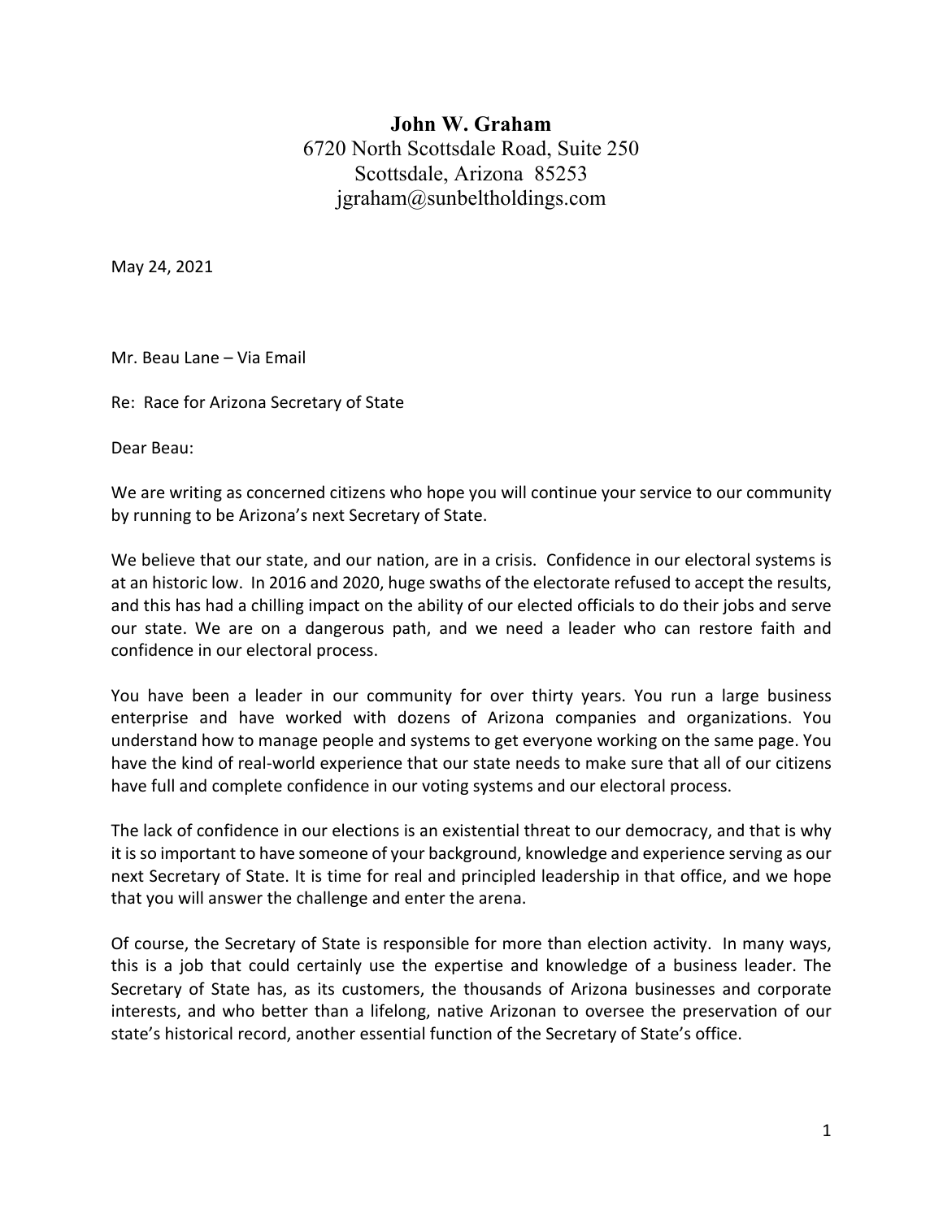**John W. Graham**
6720 North Scottsdale Road, Suite 250
Scottsdale, Arizona 85253
jgraham@sunbeltholdings.com

May 24, 2021

Mr. Beau Lane – Via Email

Re: Race for Arizona Secretary of State

Dear Beau:

We are writing as concerned citizens who hope you will continue your service to our community by running to be Arizona's next Secretary of State.

We believe that our state, and our nation, are in a crisis. Confidence in our electoral systems is at an historic low. In 2016 and 2020, huge swaths of the electorate refused to accept the results, and this has had a chilling impact on the ability of our elected officials to do their jobs and serve our state. We are on a dangerous path, and we need a leader who can restore faith and confidence in our electoral process.

You have been a leader in our community for over thirty years. You run a large business enterprise and have worked with dozens of Arizona companies and organizations. You understand how to manage people and systems to get everyone working on the same page. You have the kind of real-world experience that our state needs to make sure that all of our citizens have full and complete confidence in our voting systems and our electoral process.

The lack of confidence in our elections is an existential threat to our democracy, and that is why it is so important to have someone of your background, knowledge and experience serving as our next Secretary of State. It is time for real and principled leadership in that office, and we hope that you will answer the challenge and enter the arena.

Of course, the Secretary of State is responsible for more than election activity. In many ways, this is a job that could certainly use the expertise and knowledge of a business leader. The Secretary of State has, as its customers, the thousands of Arizona businesses and corporate interests, and who better than a lifelong, native Arizonan to oversee the preservation of our state's historical record, another essential function of the Secretary of State's office.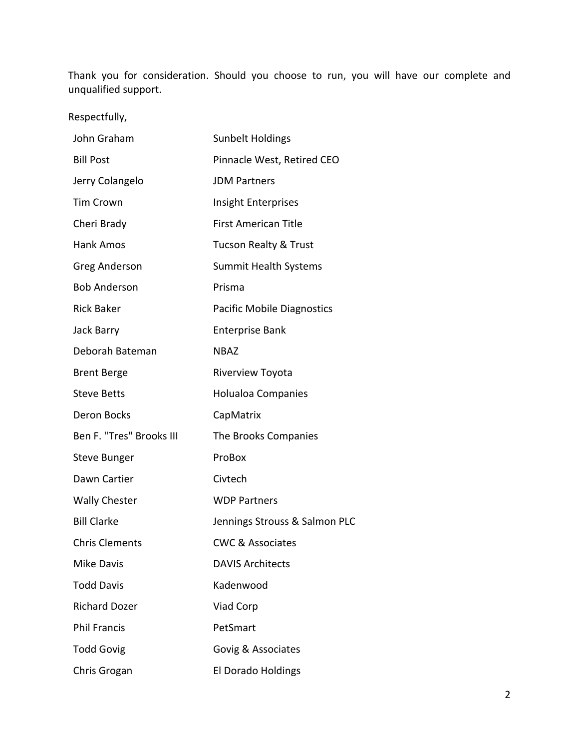Thank you for consideration. Should you choose to run, you will have our complete and unqualified support.

Respectfully,

| | |
|---|---|
| John Graham | Sunbelt Holdings |
| Bill Post | Pinnacle West, Retired CEO |
| Jerry Colangelo | JDM Partners |
| Tim Crown | Insight Enterprises |
| Cheri Brady | First American Title |
| Hank Amos | Tucson Realty & Trust |
| Greg Anderson | Summit Health Systems |
| Bob Anderson | Prisma |
| Rick Baker | Pacific Mobile Diagnostics |
| Jack Barry | Enterprise Bank |
| Deborah Bateman | NBAZ |
| Brent Berge | Riverview Toyota |
| Steve Betts | Holualoa Companies |
| Deron Bocks | CapMatrix |
| Ben F. "Tres" Brooks III | The Brooks Companies |
| Steve Bunger | ProBox |
| Dawn Cartier | Civtech |
| Wally Chester | WDP Partners |
| Bill Clarke | Jennings Strouss & Salmon PLC |
| Chris Clements | CWC & Associates |
| Mike Davis | DAVIS Architects |
| Todd Davis | Kadenwood |
| Richard Dozer | Viad Corp |
| Phil Francis | PetSmart |
| Todd Govig | Govig & Associates |
| Chris Grogan | El Dorado Holdings |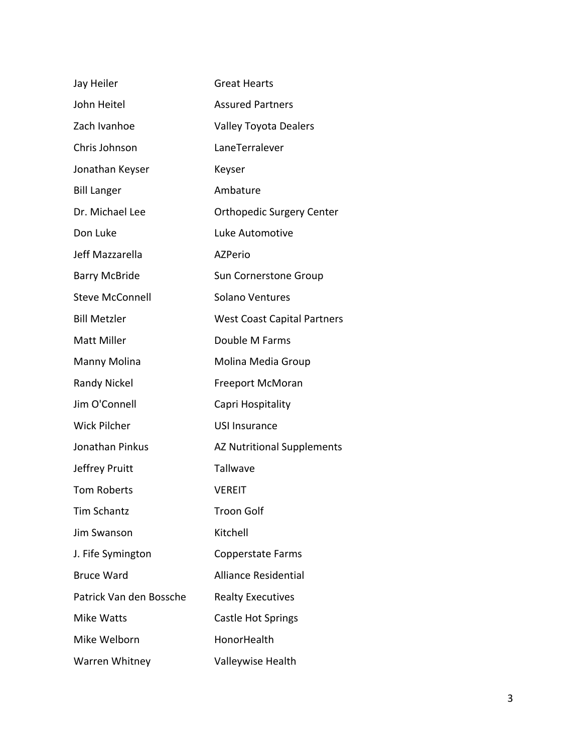| | |
|---|---|
| Jay Heiler | Great Hearts |
| John Heitel | Assured Partners |
| Zach Ivanhoe | Valley Toyota Dealers |
| Chris Johnson | LaneTerralever |
| Jonathan Keyser | Keyser |
| Bill Langer | Ambature |
| Dr. Michael Lee | Orthopedic Surgery Center |
| Don Luke | Luke Automotive |
| Jeff Mazzarella | AZPerio |
| Barry McBride | Sun Cornerstone Group |
| Steve McConnell | Solano Ventures |
| Bill Metzler | West Coast Capital Partners |
| Matt Miller | Double M Farms |
| Manny Molina | Molina Media Group |
| Randy Nickel | Freeport McMoran |
| Jim O'Connell | Capri Hospitality |
| Wick Pilcher | USI Insurance |
| Jonathan Pinkus | AZ Nutritional Supplements |
| Jeffrey Pruitt | Tallwave |
| Tom Roberts | VEREIT |
| Tim Schantz | Troon Golf |
| Jim Swanson | Kitchell |
| J. Fife Symington | Copperstate Farms |
| Bruce Ward | Alliance Residential |
| Patrick Van den Bossche | Realty Executives |
| Mike Watts | Castle Hot Springs |
| Mike Welborn | HonorHealth |
| Warren Whitney | Valleywise Health |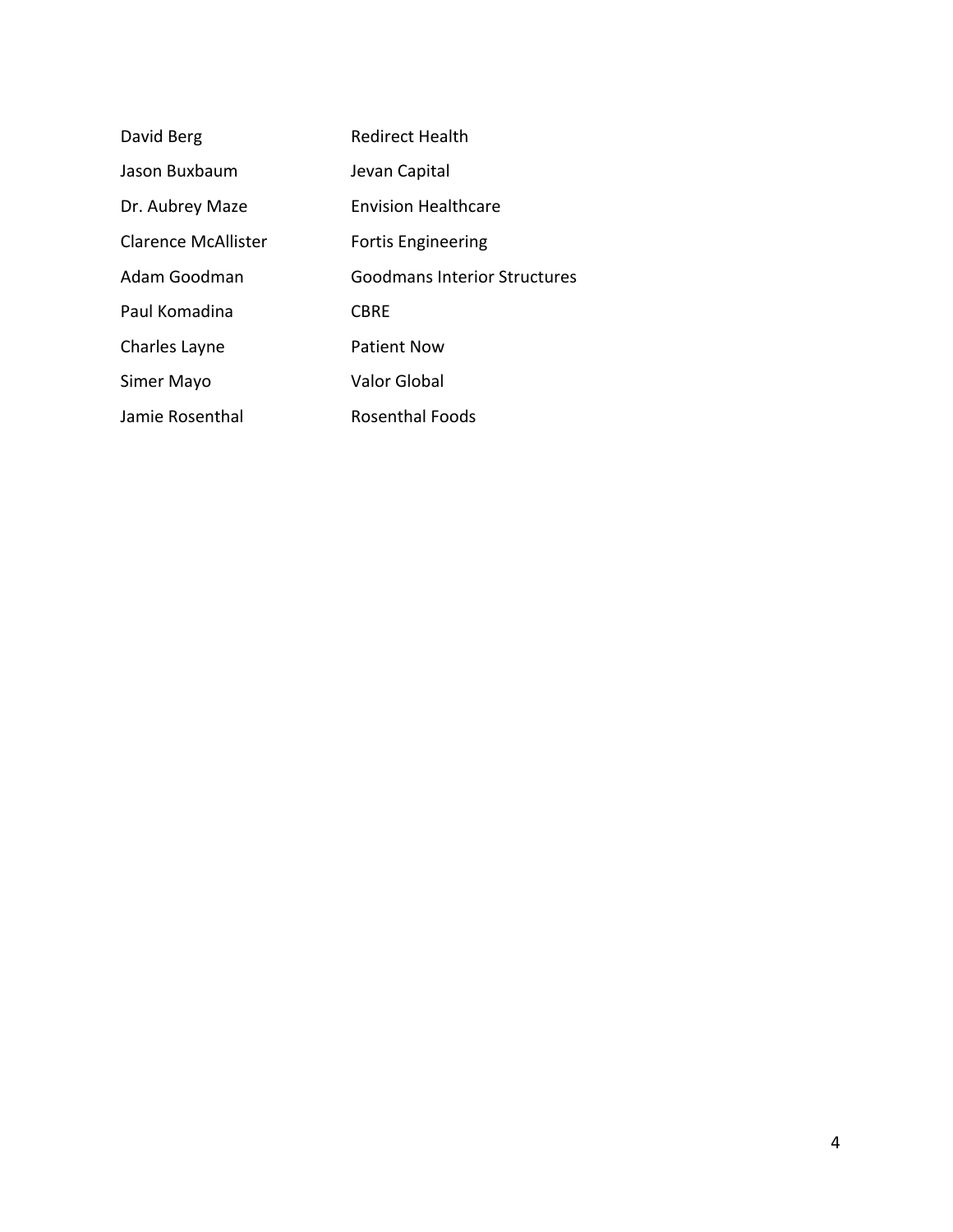| | |
|---|---|
| David Berg | Redirect Health |
| Jason Buxbaum | Jevan Capital |
| Dr. Aubrey Maze | Envision Healthcare |
| Clarence McAllister | Fortis Engineering |
| Adam Goodman | Goodmans Interior Structures |
| Paul Komadina | CBRE |
| Charles Layne | Patient Now |
| Simer Mayo | Valor Global |
| Jamie Rosenthal | Rosenthal Foods |